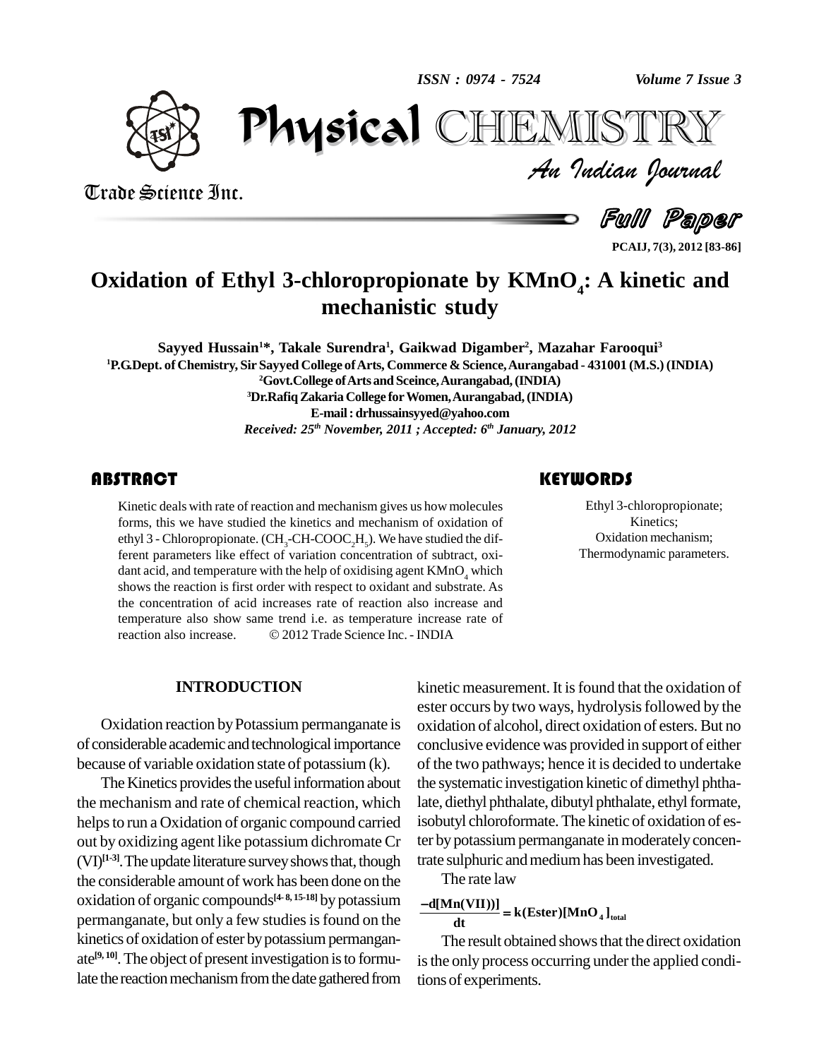# Oxidation of Ethyl 3-chloropropionate by $KMnO_4$: A kinetic and mechanistic study

**Sayyed Hussain[1]*, Takale Surendra[1], Gaikwad Digamber[2], Mazahar Farooqui[3]**

[1]P.G.Dept. of Chemistry, Sir Sayyed College of Arts, Commerce & Science, Aurangabad - 431001 (M.S.) (INDIA)

[2]Govt.College of Arts and Sceince, Aurangabad, (INDIA)

[3]Dr.Rafiq Zakaria College for Women, Aurangabad, (INDIA)

E-mail : drhussainsyyed@yahoo.com

*Received: 25th November, 2011 ; Accepted: 6th January, 2012*

## ABSTRACT

Kinetic deals with rate of reaction and mechanism gives us how molecules forms, this we have studied the kinetics and mechanism of oxidation of ethyl 3 - Chloropropionate. ($CH_3$-CH-$COOC_2H_5$). We have studied the different parameters like effect of variation concentration of subtract, oxidant acid, and temperature with the help of oxidising agent $KMnO_4$ which shows the reaction is first order with respect to oxidant and substrate. As the concentration of acid increases rate of reaction also increase and temperature also show same trend i.e. as temperature increase rate of reaction also increase. © 2012 Trade Science Inc. - INDIA

## KEYWORDS

Ethyl 3-chloropropionate;
Kinetics;
Oxidation mechanism;
Thermodynamic parameters.

## INTRODUCTION

Oxidation reaction by Potassium permanganate is of considerable academic and technological importance because of variable oxidation state of potassium (k).

The Kinetics provides the useful information about the mechanism and rate of chemical reaction, which helps to run a Oxidation of organic compound carried out by oxidizing agent like potassium dichromate Cr (VI)[1-3]. The update literature survey shows that, though the considerable amount of work has been done on the oxidation of organic compounds[4- 8, 15-18] by potassium permanganate, but only a few studies is found on the kinetics of oxidation of ester by potassium permanganate[9, 10]. The object of present investigation is to formulate the reaction mechanism from the date gathered from kinetic measurement. It is found that the oxidation of ester occurs by two ways, hydrolysis followed by the oxidation of alcohol, direct oxidation of esters. But no conclusive evidence was provided in support of either of the two pathways; hence it is decided to undertake the systematic investigation kinetic of dimethyl phthalate, diethyl phthalate, dibutyl phthalate, ethyl formate, isobutyl chloroformate. The kinetic of oxidation of ester by potassium permanganate in moderately concentrate sulphuric and medium has been investigated.

The rate law

$$\frac{-d[Mn(VII))]}{dt} = k(Ester)[MnO_4]_{total}$$

The result obtained shows that the direct oxidation is the only process occurring under the applied conditions of experiments.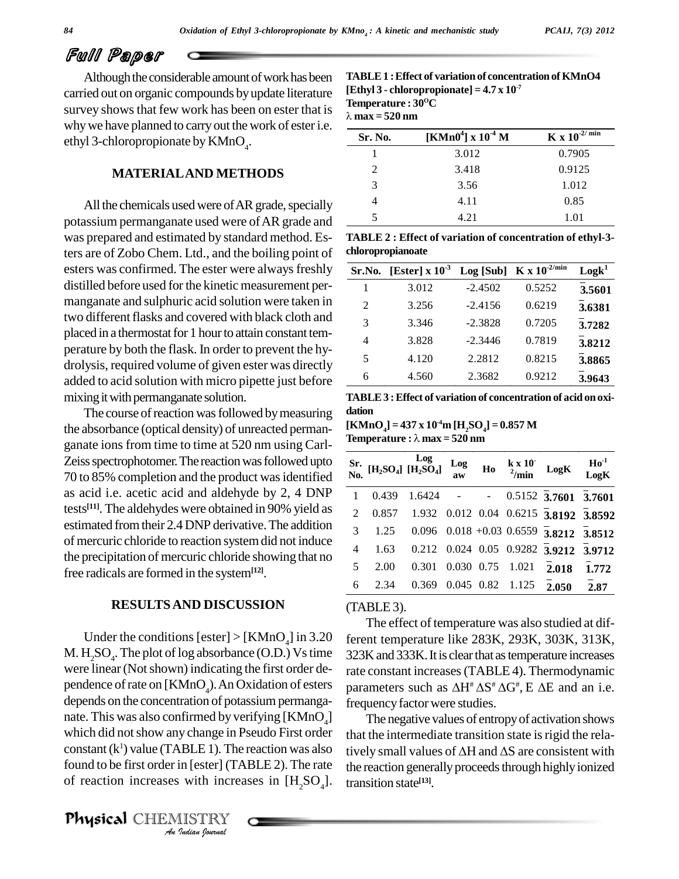# Full Paper

Although the considerable amount of work has been carried out on organic compounds by update literature survey shows that few work has been on ester that is why we have planned to carry out the work of ester i.e. ethyl 3-chloropropionate by $KMnO_4$.

## MATERIAL AND METHODS

All the chemicals used were of AR grade, specially potassium permanganate used were of AR grade and was prepared and estimated by standard method. Esters are of Zobo Chem. Ltd., and the boiling point of esters was confirmed. The ester were always freshly distilled before used for the kinetic measurement permanganate and sulphuric acid solution were taken in two different flasks and covered with black cloth and placed in a thermostat for 1 hour to attain constant temperature by both the flask. In order to prevent the hydrolysis, required volume of given ester was directly added to acid solution with micro pipette just before mixing it with permanganate solution.

The course of reaction was followed by measuring the absorbance (optical density) of unreacted permanganate ions from time to time at 520 nm using Carl-Zeiss spectrophotomer. The reaction was followed upto 70 to 85% completion and the product was identified as acid i.e. acetic acid and aldehyde by 2, 4 DNP tests[11]. The aldehydes were obtained in 90% yield as estimated from their 2.4 DNP derivative. The addition of mercuric chloride to reaction system did not induce the precipitation of mercuric chloride showing that no free radicals are formed in the system[12].

## RESULTS AND DISCUSSION

Under the conditions [ester] > [$KMnO_4$] in 3.20 M. $H_2SO_4$. The plot of log absorbance (O.D.) Vs time were linear (Not shown) indicating the first order dependence of rate on [$KMnO_4$]. An Oxidation of esters depends on the concentration of potassium permanganate. This was also confirmed by verifying [$KMnO_4$] which did not show any change in Pseudo First order constant ($k^1$) value (TABLE 1). The reaction was also found to be first order in [ester] (TABLE 2). The rate of reaction increases with increases in [$H_2SO_4$]. (TABLE 3).

**TABLE 1 : Effect of variation of concentration of KMnO4**
**[Ethyl 3 - chloropropionate] = 4.7 x $10^{-7}$**
**Temperature : 30°C**
**λ max = 520 nm**

| Sr. No. | [$KMn0^4$] x $10^{-4}$ M | K x $10^{-2/\min}$ |
|---|---|---|
| 1 | 3.012 | 0.7905 |
| 2 | 3.418 | 0.9125 |
| 3 | 3.56 | 1.012 |
| 4 | 4.11 | 0.85 |
| 5 | 4.21 | 1.01 |

**TABLE 2 : Effect of variation of concentration of ethyl-3-chloropropianoate**

| Sr.No. | [Ester] x $10^{-3}$ | Log [Sub] | K x $10^{-2/\min}$ | $\text{Log}k^1$ |
|---|---|---|---|---|
| 1 | 3.012 | -2.4502 | 0.5252 | $\bar{3}$.5601 |
| 2 | 3.256 | -2.4156 | 0.6219 | $\bar{3}$.6381 |
| 3 | 3.346 | -2.3828 | 0.7205 | $\bar{3}$.7282 |
| 4 | 3.828 | -2.3446 | 0.7819 | $\bar{3}$.8212 |
| 5 | 4.120 | 2.2812 | 0.8215 | $\bar{3}$.8865 |
| 6 | 4.560 | 2.3682 | 0.9212 | $\bar{3}$.9643 |

**TABLE 3 : Effect of variation of concentration of acid on oxidation**
**[$KMnO_4$] = 437 x $10^{-4}$m [$H_2SO_4$] = 0.857 M**
**Temperature : λ max = 520 nm**

| Sr. No. | [$H_2SO_4$] | Log [$H_2SO_4$] | Log aw | Ho | k x $10^{-2}$/min | LogK | $Ho^{-1}$ LogK |
|---|---|---|---|---|---|---|---|
| 1 | 0.439 | 1.6424 | - | - | 0.5152 | $\bar{3}$.7601 | $\bar{3}$.7601 |
| 2 | 0.857 | 1.932 | 0.012 | 0.04 | 0.6215 | $\bar{3}$.8192 | $\bar{3}$.8592 |
| 3 | 1.25 | 0.096 | 0.018 | +0.03 | 0.6559 | $\bar{3}$.8212 | $\bar{3}$.8512 |
| 4 | 1.63 | 0.212 | 0.024 | 0.05 | 0.9282 | $\bar{3}$.9212 | $\bar{3}$.9712 |
| 5 | 2.00 | 0.301 | 0.030 | 0.75 | 1.021 | $\bar{2}$.018 | $\bar{1}$.772 |
| 6 | 2.34 | 0.369 | 0.045 | 0.82 | 1.125 | $\bar{2}$.050 | $\bar{2}$.87 |

The effect of temperature was also studied at different temperature like 283K, 293K, 303K, 313K, 323K and 333K. It is clear that as temperature increases rate constant increases (TABLE 4). Thermodynamic parameters such as $\Delta H^{\#}$ $\Delta S^{\#}$ $\Delta G^{\#}$, E $\Delta E$ and an i.e. frequency factor were studies.

The negative values of entropy of activation shows that the intermediate transition state is rigid the relatively small values of $\Delta H$ and $\Delta S$ are consistent with the reaction generally proceeds through highly ionized transition state[13].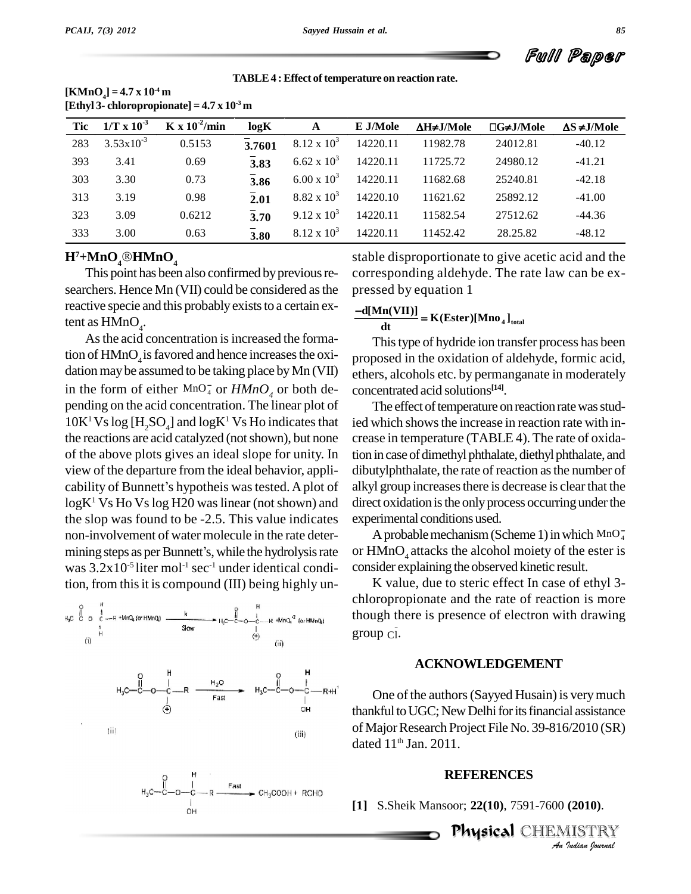**TABLE 4 : Effect of temperature on reaction rate.**

$[KMnO_4] = 4.7 \times 10^{-4}$ m
[Ethyl 3- chloropropionate] $= 4.7 \times 10^{-3}$ m

| Tic | $1/T \times 10^{-3}$ | $K \times 10^{-2}$/min | logK | A | E J/Mole | $\Delta H\neq$J/Mole | $\Delta G\neq$J/Mole | $\Delta S\neq$J/Mole |
|---|---|---|---|---|---|---|---|---|
| 283 | $3.53 \times 10^{-3}$ | 0.5153 | $\bar{3}.7601$ | $8.12 \times 10^3$ | 14220.11 | 11982.78 | 24012.81 | -40.12 |
| 393 | 3.41 | 0.69 | $\bar{3}.83$ | $6.62 \times 10^3$ | 14220.11 | 11725.72 | 24980.12 | -41.21 |
| 303 | 3.30 | 0.73 | $\bar{3}.86$ | $6.00 \times 10^3$ | 14220.11 | 11682.68 | 25240.81 | -42.18 |
| 313 | 3.19 | 0.98 | $\bar{2}.01$ | $8.82 \times 10^3$ | 14220.10 | 11621.62 | 25892.12 | -41.00 |
| 323 | 3.09 | 0.6212 | $\bar{3}.70$ | $9.12 \times 10^3$ | 14220.11 | 11582.54 | 27512.62 | -44.36 |
| 333 | 3.00 | 0.63 | $\bar{3}.80$ | $8.12 \times 10^3$ | 14220.11 | 11452.42 | 28.25.82 | -48.12 |

$H^7 + MnO_4 \circledR HMnO_4$

This point has been also confirmed by previous researchers. Hence Mn (VII) could be considered as the reactive specie and this probably exists to a certain extent as $HMnO_4$.

As the acid concentration is increased the formation of $HMnO_4$ is favored and hence increases the oxidation may be assumed to be taking place by Mn (VII) in the form of either $MnO_4^-$ or $HMnO_4$ or both depending on the acid concentration. The linear plot of $10K^1$ Vs log $[H_2SO_4]$ and $\log K^1$ Vs Ho indicates that the reactions are acid catalyzed (not shown), but none of the above plots gives an ideal slope for unity. In view of the departure from the ideal behavior, applicability of Bunnett's hypotheis was tested. A plot of $\log K^1$ Vs Ho Vs log H20 was linear (not shown) and the slop was found to be -2.5. This value indicates non-involvement of water molecule in the rate determining steps as per Bunnett's, while the hydrolysis rate was $3.2 \times 10^{-5}$ liter $mol^{-1}$ $sec^{-1}$ under identical condition, from this it is compound (III) being highly unstable disproportionate to give acetic acid and the corresponding aldehyde. The rate law can be expressed by equation 1

$$\frac{-d[Mn(VII)]}{dt} = K(Ester)[Mno_4]_{total}$$

This type of hydride ion transfer process has been proposed in the oxidation of aldehyde, formic acid, ethers, alcohols etc. by permanganate in moderately concentrated acid solutions[14].

The effect of temperature on reaction rate was studied which shows the increase in reaction rate with increase in temperature (TABLE 4). The rate of oxidation in case of dimethyl phthalate, diethyl phthalate, and dibutylphthalate, the rate of reaction as the number of alkyl group increases there is decrease is clear that the direct oxidation is the only process occurring under the experimental conditions used.

A probable mechanism (Scheme 1) in which $MnO_4^-$ or $HMnO_4$ attacks the alcohol moiety of the ester is consider explaining the observed kinetic result.

K value, due to steric effect In case of ethyl 3-chloropropionate and the rate of reaction is more though there is presence of electron with drawing group $Cl^-$.

## ACKNOWLEDGEMENT

One of the authors (Sayyed Husain) is very much thankful to UGC; New Delhi for its financial assistance of Major Research Project File No. 39-816/2010 (SR) dated 11th Jan. 2011.

## REFERENCES

**[1]** S.Sheik Mansoor; **22(10)**, 7591-7600 **(2010)**.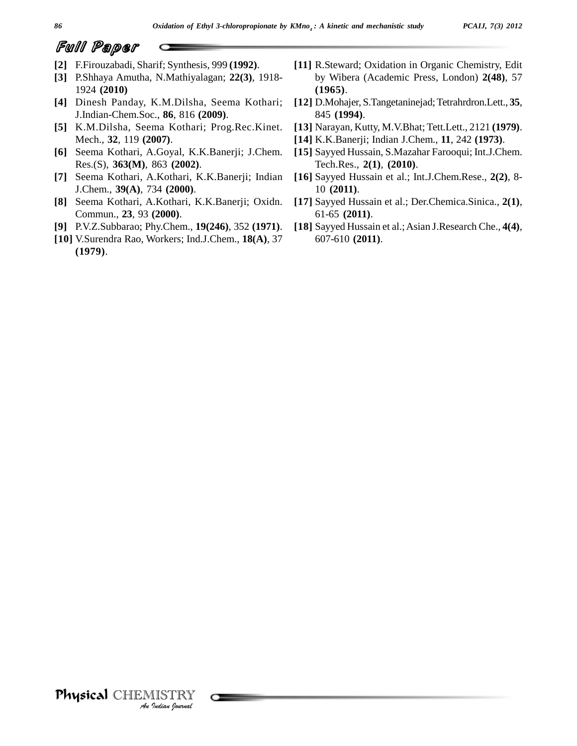[2] F.Firouzabadi, Sharif; Synthesis, 999 **(1992)**.

[3] P.Shhaya Amutha, N.Mathiyalagan; **22(3)**, 1918-1924 **(2010)**

[4] Dinesh Panday, K.M.Dilsha, Seema Kothari; J.Indian-Chem.Soc., **86**, 816 **(2009)**.

[5] K.M.Dilsha, Seema Kothari; Prog.Rec.Kinet. Mech., **32**, 119 **(2007)**.

[6] Seema Kothari, A.Goyal, K.K.Banerji; J.Chem. Res.(S), **363(M)**, 863 **(2002)**.

[7] Seema Kothari, A.Kothari, K.K.Banerji; Indian J.Chem., **39(A)**, 734 **(2000)**.

[8] Seema Kothari, A.Kothari, K.K.Banerji; Oxidn. Commun., **23**, 93 **(2000)**.

[9] P.V.Z.Subbarao; Phy.Chem., **19(246)**, 352 **(1971)**.

[10] V.Surendra Rao, Workers; Ind.J.Chem., **18(A)**, 37 **(1979)**.

[11] R.Steward; Oxidation in Organic Chemistry, Edit by Wibera (Academic Press, London) **2(48)**, 57 **(1965)**.

[12] D.Mohajer, S.Tangetaninejad; Tetrahrdron.Lett., **35**, 845 **(1994)**.

[13] Narayan, Kutty, M.V.Bhat; Tett.Lett., 2121 **(1979)**.

[14] K.K.Banerji; Indian J.Chem., **11**, 242 **(1973)**.

[15] Sayyed Hussain, S.Mazahar Farooqui; Int.J.Chem. Tech.Res., **2(1)**, **(2010)**.

[16] Sayyed Hussain et al.; Int.J.Chem.Rese., **2(2)**, 8-10 **(2011)**.

[17] Sayyed Hussain et al.; Der.Chemica.Sinica., **2(1)**, 61-65 **(2011)**.

[18] Sayyed Hussain et al.; Asian J.Research Che., **4(4)**, 607-610 **(2011)**.